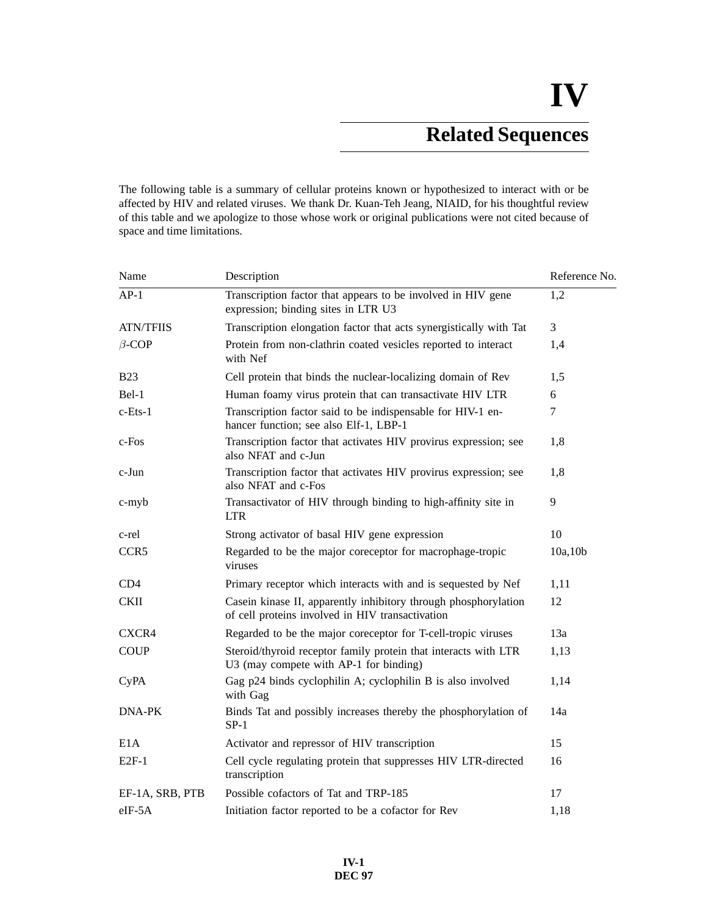# IV

## Related Sequences

The following table is a summary of cellular proteins known or hypothesized to interact with or be affected by HIV and related viruses. We thank Dr. Kuan-Teh Jeang, NIAID, for his thoughtful review of this table and we apologize to those whose work or original publications were not cited because of space and time limitations.

| Name | Description | Reference No. |
|---|---|---|
| AP-1 | Transcription factor that appears to be involved in HIV gene expression; binding sites in LTR U3 | 1,2 |
| ATN/TFIIS | Transcription elongation factor that acts synergistically with Tat | 3 |
| $\beta$-COP | Protein from non-clathrin coated vesicles reported to interact with Nef | 1,4 |
| B23 | Cell protein that binds the nuclear-localizing domain of Rev | 1,5 |
| Bel-1 | Human foamy virus protein that can transactivate HIV LTR | 6 |
| c-Ets-1 | Transcription factor said to be indispensable for HIV-1 enhancer function; see also Elf-1, LBP-1 | 7 |
| c-Fos | Transcription factor that activates HIV provirus expression; see also NFAT and c-Jun | 1,8 |
| c-Jun | Transcription factor that activates HIV provirus expression; see also NFAT and c-Fos | 1,8 |
| c-myb | Transactivator of HIV through binding to high-affinity site in LTR | 9 |
| c-rel | Strong activator of basal HIV gene expression | 10 |
| CCR5 | Regarded to be the major coreceptor for macrophage-tropic viruses | 10a,10b |
| CD4 | Primary receptor which interacts with and is sequested by Nef | 1,11 |
| CKII | Casein kinase II, apparently inhibitory through phosphorylation of cell proteins involved in HIV transactivation | 12 |
| CXCR4 | Regarded to be the major coreceptor for T-cell-tropic viruses | 13a |
| COUP | Steroid/thyroid receptor family protein that interacts with LTR U3 (may compete with AP-1 for binding) | 1,13 |
| CyPA | Gag p24 binds cyclophilin A; cyclophilin B is also involved with Gag | 1,14 |
| DNA-PK | Binds Tat and possibly increases thereby the phosphorylation of SP-1 | 14a |
| E1A | Activator and repressor of HIV transcription | 15 |
| E2F-1 | Cell cycle regulating protein that suppresses HIV LTR-directed transcription | 16 |
| EF-1A, SRB, PTB | Possible cofactors of Tat and TRP-185 | 17 |
| eIF-5A | Initiation factor reported to be a cofactor for Rev | 1,18 |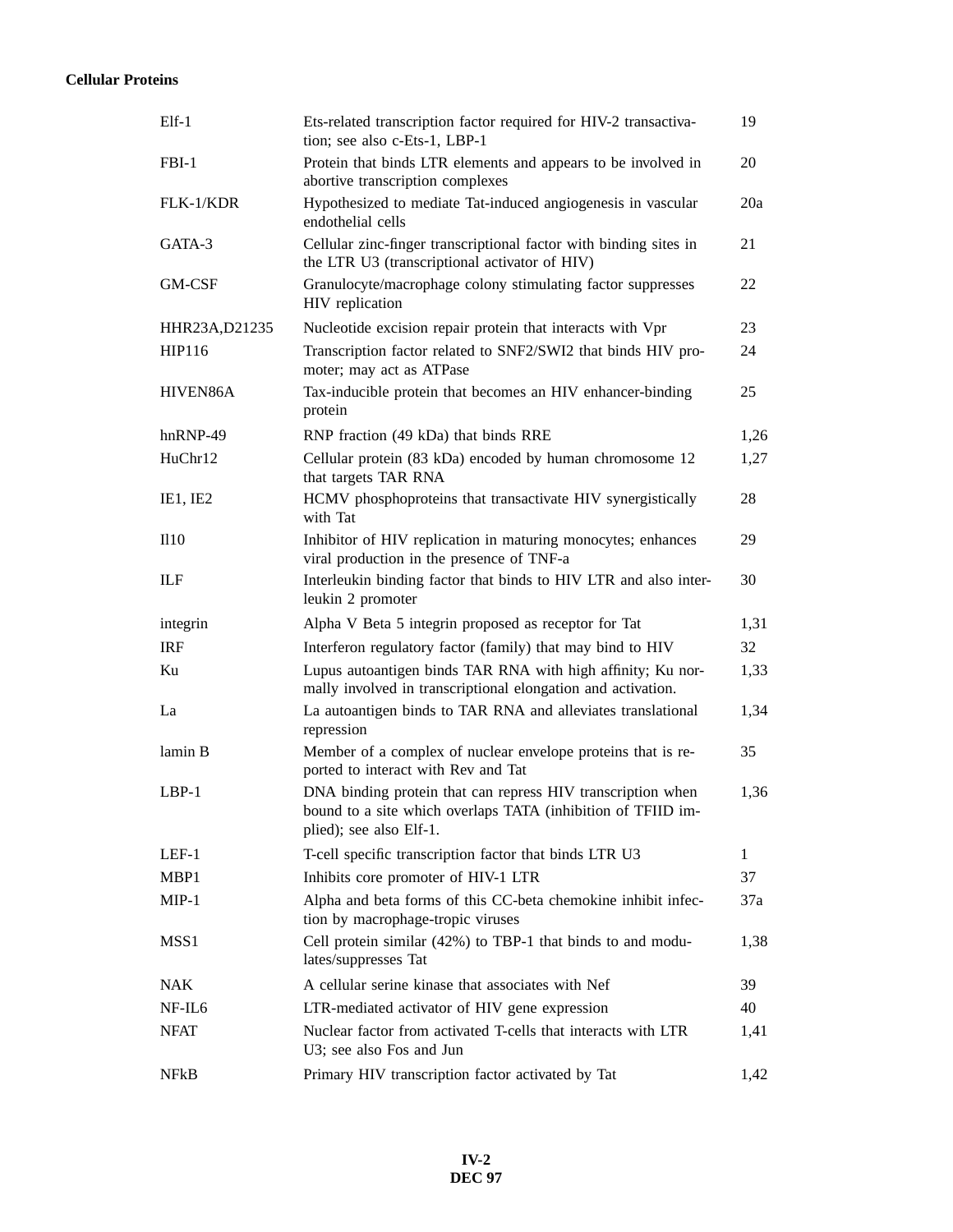**Cellular Proteins**

| | | |
|---|---|---|
| Elf-1 | Ets-related transcription factor required for HIV-2 transactivation; see also c-Ets-1, LBP-1 | 19 |
| FBI-1 | Protein that binds LTR elements and appears to be involved in abortive transcription complexes | 20 |
| FLK-1/KDR | Hypothesized to mediate Tat-induced angiogenesis in vascular endothelial cells | 20a |
| GATA-3 | Cellular zinc-finger transcriptional factor with binding sites in the LTR U3 (transcriptional activator of HIV) | 21 |
| GM-CSF | Granulocyte/macrophage colony stimulating factor suppresses HIV replication | 22 |
| HHR23A,D21235 | Nucleotide excision repair protein that interacts with Vpr | 23 |
| HIP116 | Transcription factor related to SNF2/SWI2 that binds HIV promoter; may act as ATPase | 24 |
| HIVEN86A | Tax-inducible protein that becomes an HIV enhancer-binding protein | 25 |
| hnRNP-49 | RNP fraction (49 kDa) that binds RRE | 1,26 |
| HuChr12 | Cellular protein (83 kDa) encoded by human chromosome 12 that targets TAR RNA | 1,27 |
| IE1, IE2 | HCMV phosphoproteins that transactivate HIV synergistically with Tat | 28 |
| Il10 | Inhibitor of HIV replication in maturing monocytes; enhances viral production in the presence of TNF-a | 29 |
| ILF | Interleukin binding factor that binds to HIV LTR and also interleukin 2 promoter | 30 |
| integrin | Alpha V Beta 5 integrin proposed as receptor for Tat | 1,31 |
| IRF | Interferon regulatory factor (family) that may bind to HIV | 32 |
| Ku | Lupus autoantigen binds TAR RNA with high affinity; Ku normally involved in transcriptional elongation and activation. | 1,33 |
| La | La autoantigen binds to TAR RNA and alleviates translational repression | 1,34 |
| lamin B | Member of a complex of nuclear envelope proteins that is reported to interact with Rev and Tat | 35 |
| LBP-1 | DNA binding protein that can repress HIV transcription when bound to a site which overlaps TATA (inhibition of TFIID implied); see also Elf-1. | 1,36 |
| LEF-1 | T-cell specific transcription factor that binds LTR U3 | 1 |
| MBP1 | Inhibits core promoter of HIV-1 LTR | 37 |
| MIP-1 | Alpha and beta forms of this CC-beta chemokine inhibit infection by macrophage-tropic viruses | 37a |
| MSS1 | Cell protein similar (42%) to TBP-1 that binds to and modulates/suppresses Tat | 1,38 |
| NAK | A cellular serine kinase that associates with Nef | 39 |
| NF-IL6 | LTR-mediated activator of HIV gene expression | 40 |
| NFAT | Nuclear factor from activated T-cells that interacts with LTR U3; see also Fos and Jun | 1,41 |
| NFkB | Primary HIV transcription factor activated by Tat | 1,42 |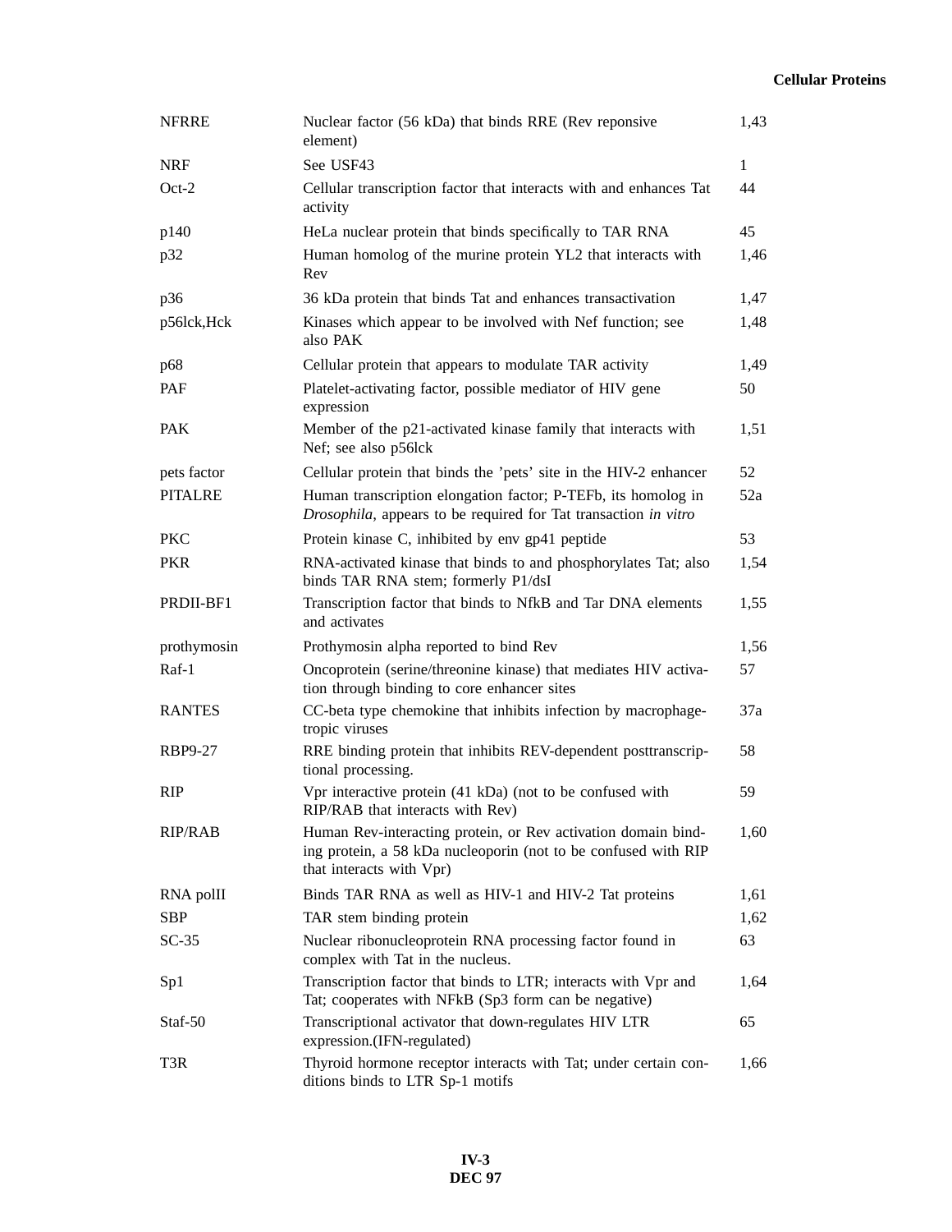| | | |
|---|---|---|
| NFRRE | Nuclear factor (56 kDa) that binds RRE (Rev reponsive element) | 1,43 |
| NRF | See USF43 | 1 |
| Oct-2 | Cellular transcription factor that interacts with and enhances Tat activity | 44 |
| p140 | HeLa nuclear protein that binds specifically to TAR RNA | 45 |
| p32 | Human homolog of the murine protein YL2 that interacts with Rev | 1,46 |
| p36 | 36 kDa protein that binds Tat and enhances transactivation | 1,47 |
| p56lck,Hck | Kinases which appear to be involved with Nef function; see also PAK | 1,48 |
| p68 | Cellular protein that appears to modulate TAR activity | 1,49 |
| PAF | Platelet-activating factor, possible mediator of HIV gene expression | 50 |
| PAK | Member of the p21-activated kinase family that interacts with Nef; see also p56lck | 1,51 |
| pets factor | Cellular protein that binds the 'pets' site in the HIV-2 enhancer | 52 |
| PITALRE | Human transcription elongation factor; P-TEFb, its homolog in *Drosophila*, appears to be required for Tat transaction *in vitro* | 52a |
| PKC | Protein kinase C, inhibited by env gp41 peptide | 53 |
| PKR | RNA-activated kinase that binds to and phosphorylates Tat; also binds TAR RNA stem; formerly P1/dsI | 1,54 |
| PRDII-BF1 | Transcription factor that binds to NfkB and Tar DNA elements and activates | 1,55 |
| prothymosin | Prothymosin alpha reported to bind Rev | 1,56 |
| Raf-1 | Oncoprotein (serine/threonine kinase) that mediates HIV activation through binding to core enhancer sites | 57 |
| RANTES | CC-beta type chemokine that inhibits infection by macrophage-tropic viruses | 37a |
| RBP9-27 | RRE binding protein that inhibits REV-dependent posttranscriptional processing. | 58 |
| RIP | Vpr interactive protein (41 kDa) (not to be confused with RIP/RAB that interacts with Rev) | 59 |
| RIP/RAB | Human Rev-interacting protein, or Rev activation domain binding protein, a 58 kDa nucleoporin (not to be confused with RIP that interacts with Vpr) | 1,60 |
| RNA polII | Binds TAR RNA as well as HIV-1 and HIV-2 Tat proteins | 1,61 |
| SBP | TAR stem binding protein | 1,62 |
| SC-35 | Nuclear ribonucleoprotein RNA processing factor found in complex with Tat in the nucleus. | 63 |
| Sp1 | Transcription factor that binds to LTR; interacts with Vpr and Tat; cooperates with NFkB (Sp3 form can be negative) | 1,64 |
| Staf-50 | Transcriptional activator that down-regulates HIV LTR expression.(IFN-regulated) | 65 |
| T3R | Thyroid hormone receptor interacts with Tat; under certain conditions binds to LTR Sp-1 motifs | 1,66 |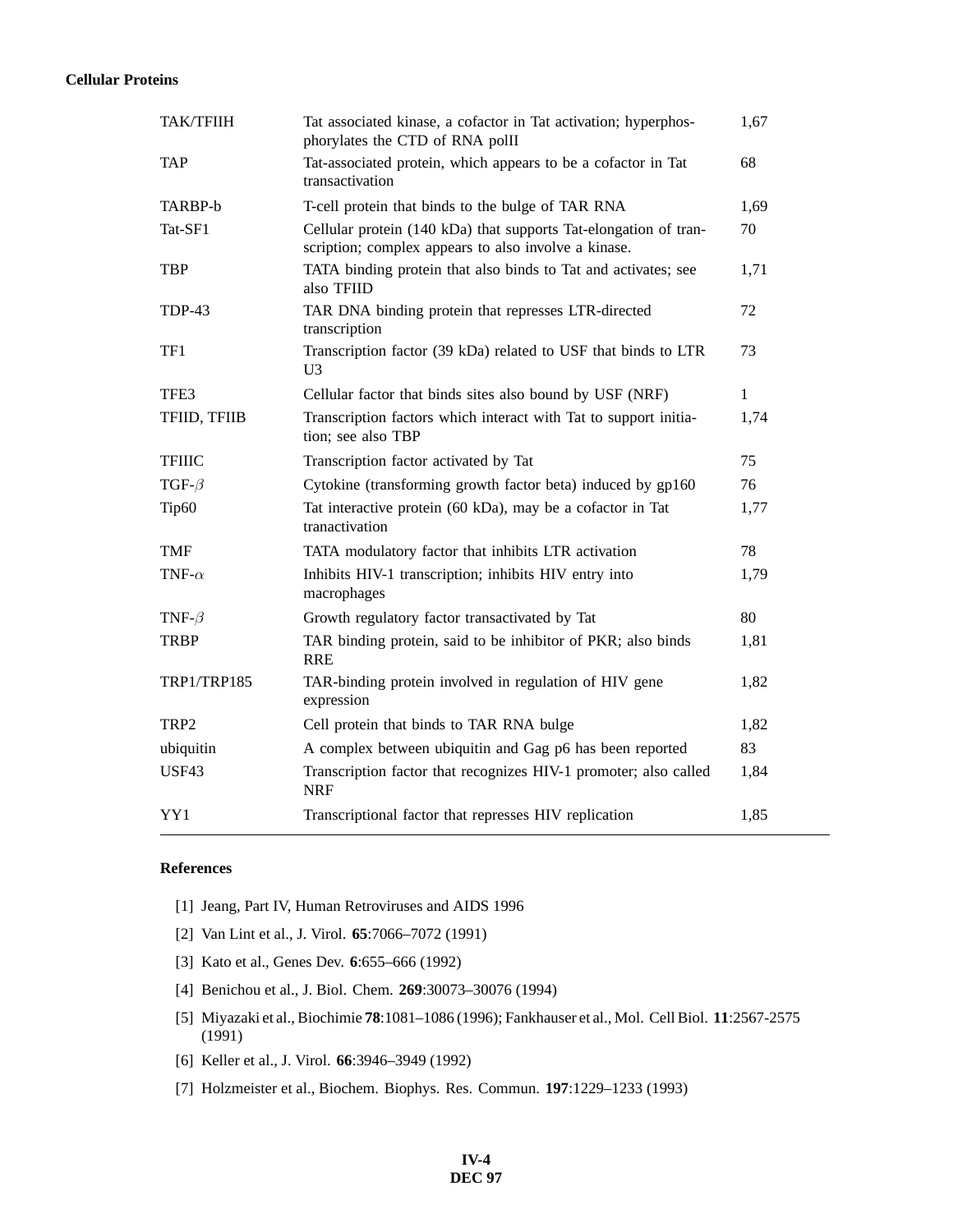**Cellular Proteins**

| | | |
|---|---|---|
| TAK/TFIIH | Tat associated kinase, a cofactor in Tat activation; hyperphosphorylates the CTD of RNA polII | 1,67 |
| TAP | Tat-associated protein, which appears to be a cofactor in Tat transactivation | 68 |
| TARBP-b | T-cell protein that binds to the bulge of TAR RNA | 1,69 |
| Tat-SF1 | Cellular protein (140 kDa) that supports Tat-elongation of transcription; complex appears to also involve a kinase. | 70 |
| TBP | TATA binding protein that also binds to Tat and activates; see also TFIID | 1,71 |
| TDP-43 | TAR DNA binding protein that represses LTR-directed transcription | 72 |
| TF1 | Transcription factor (39 kDa) related to USF that binds to LTR U3 | 73 |
| TFE3 | Cellular factor that binds sites also bound by USF (NRF) | 1 |
| TFIID, TFIIB | Transcription factors which interact with Tat to support initiation; see also TBP | 1,74 |
| TFIIIC | Transcription factor activated by Tat | 75 |
| TGF-$\beta$ | Cytokine (transforming growth factor beta) induced by gp160 | 76 |
| Tip60 | Tat interactive protein (60 kDa), may be a cofactor in Tat tranactivation | 1,77 |
| TMF | TATA modulatory factor that inhibits LTR activation | 78 |
| TNF-$\alpha$ | Inhibits HIV-1 transcription; inhibits HIV entry into macrophages | 1,79 |
| TNF-$\beta$ | Growth regulatory factor transactivated by Tat | 80 |
| TRBP | TAR binding protein, said to be inhibitor of PKR; also binds RRE | 1,81 |
| TRP1/TRP185 | TAR-binding protein involved in regulation of HIV gene expression | 1,82 |
| TRP2 | Cell protein that binds to TAR RNA bulge | 1,82 |
| ubiquitin | A complex between ubiquitin and Gag p6 has been reported | 83 |
| USF43 | Transcription factor that recognizes HIV-1 promoter; also called NRF | 1,84 |
| YY1 | Transcriptional factor that represses HIV replication | 1,85 |

**References**

[1] Jeang, Part IV, Human Retroviruses and AIDS 1996

[2] Van Lint et al., J. Virol. **65**:7066–7072 (1991)

[3] Kato et al., Genes Dev. **6**:655–666 (1992)

[4] Benichou et al., J. Biol. Chem. **269**:30073–30076 (1994)

[5] Miyazaki et al., Biochimie **78**:1081–1086 (1996); Fankhauser et al., Mol. Cell Biol. **11**:2567-2575 (1991)

[6] Keller et al., J. Virol. **66**:3946–3949 (1992)

[7] Holzmeister et al., Biochem. Biophys. Res. Commun. **197**:1229–1233 (1993)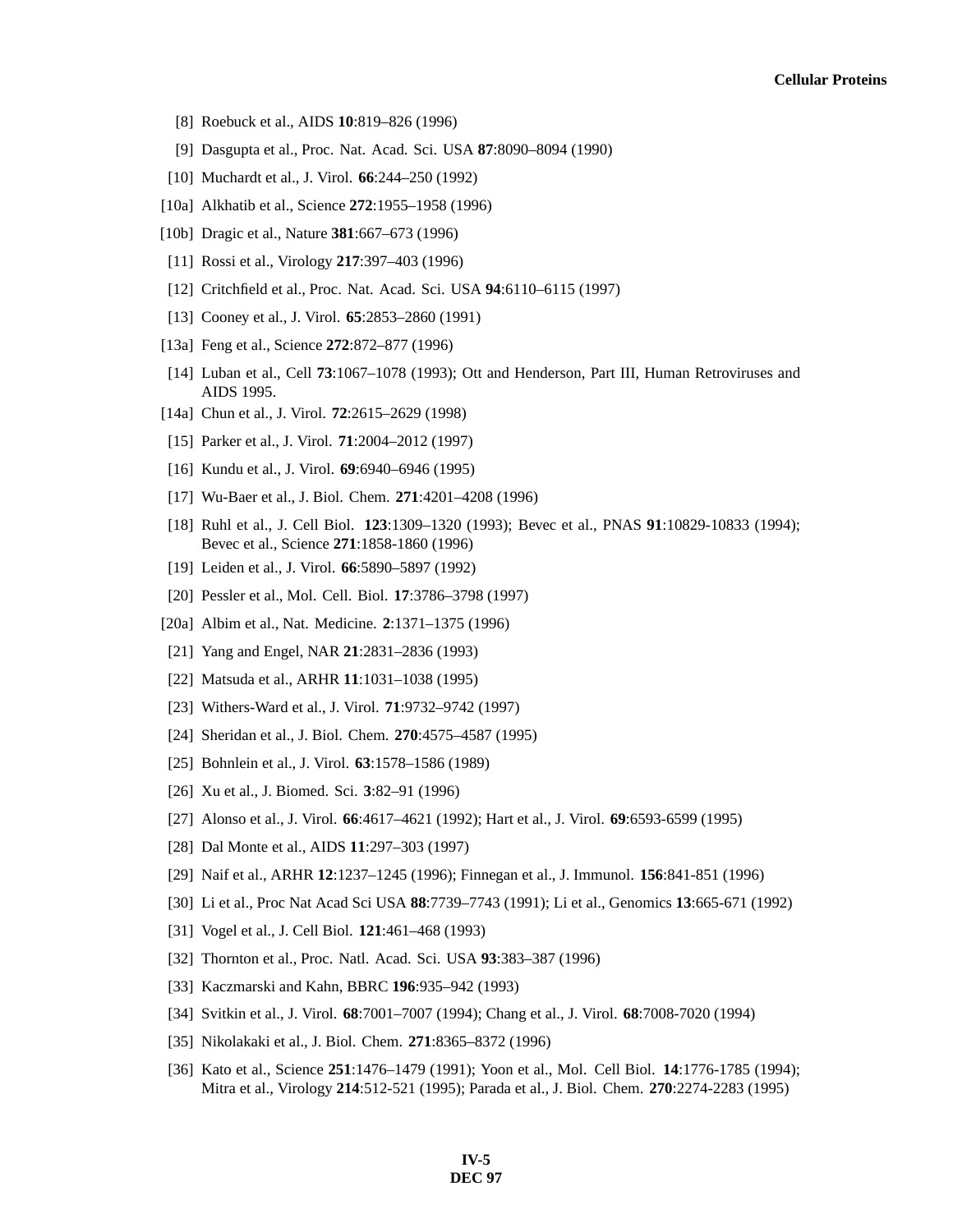[8] Roebuck et al., AIDS **10**:819–826 (1996)

[9] Dasgupta et al., Proc. Nat. Acad. Sci. USA **87**:8090–8094 (1990)

[10] Muchardt et al., J. Virol. **66**:244–250 (1992)

[10a] Alkhatib et al., Science **272**:1955–1958 (1996)

[10b] Dragic et al., Nature **381**:667–673 (1996)

[11] Rossi et al., Virology **217**:397–403 (1996)

[12] Critchfield et al., Proc. Nat. Acad. Sci. USA **94**:6110–6115 (1997)

[13] Cooney et al., J. Virol. **65**:2853–2860 (1991)

[13a] Feng et al., Science **272**:872–877 (1996)

[14] Luban et al., Cell **73**:1067–1078 (1993); Ott and Henderson, Part III, Human Retroviruses and AIDS 1995.

[14a] Chun et al., J. Virol. **72**:2615–2629 (1998)

[15] Parker et al., J. Virol. **71**:2004–2012 (1997)

[16] Kundu et al., J. Virol. **69**:6940–6946 (1995)

[17] Wu-Baer et al., J. Biol. Chem. **271**:4201–4208 (1996)

[18] Ruhl et al., J. Cell Biol. **123**:1309–1320 (1993); Bevec et al., PNAS **91**:10829-10833 (1994); Bevec et al., Science **271**:1858-1860 (1996)

[19] Leiden et al., J. Virol. **66**:5890–5897 (1992)

[20] Pessler et al., Mol. Cell. Biol. **17**:3786–3798 (1997)

[20a] Albim et al., Nat. Medicine. **2**:1371–1375 (1996)

[21] Yang and Engel, NAR **21**:2831–2836 (1993)

[22] Matsuda et al., ARHR **11**:1031–1038 (1995)

[23] Withers-Ward et al., J. Virol. **71**:9732–9742 (1997)

[24] Sheridan et al., J. Biol. Chem. **270**:4575–4587 (1995)

[25] Bohnlein et al., J. Virol. **63**:1578–1586 (1989)

[26] Xu et al., J. Biomed. Sci. **3**:82–91 (1996)

[27] Alonso et al., J. Virol. **66**:4617–4621 (1992); Hart et al., J. Virol. **69**:6593-6599 (1995)

[28] Dal Monte et al., AIDS **11**:297–303 (1997)

[29] Naif et al., ARHR **12**:1237–1245 (1996); Finnegan et al., J. Immunol. **156**:841-851 (1996)

[30] Li et al., Proc Nat Acad Sci USA **88**:7739–7743 (1991); Li et al., Genomics **13**:665-671 (1992)

[31] Vogel et al., J. Cell Biol. **121**:461–468 (1993)

[32] Thornton et al., Proc. Natl. Acad. Sci. USA **93**:383–387 (1996)

[33] Kaczmarski and Kahn, BBRC **196**:935–942 (1993)

[34] Svitkin et al., J. Virol. **68**:7001–7007 (1994); Chang et al., J. Virol. **68**:7008-7020 (1994)

[35] Nikolakaki et al., J. Biol. Chem. **271**:8365–8372 (1996)

[36] Kato et al., Science **251**:1476–1479 (1991); Yoon et al., Mol. Cell Biol. **14**:1776-1785 (1994); Mitra et al., Virology **214**:512-521 (1995); Parada et al., J. Biol. Chem. **270**:2274-2283 (1995)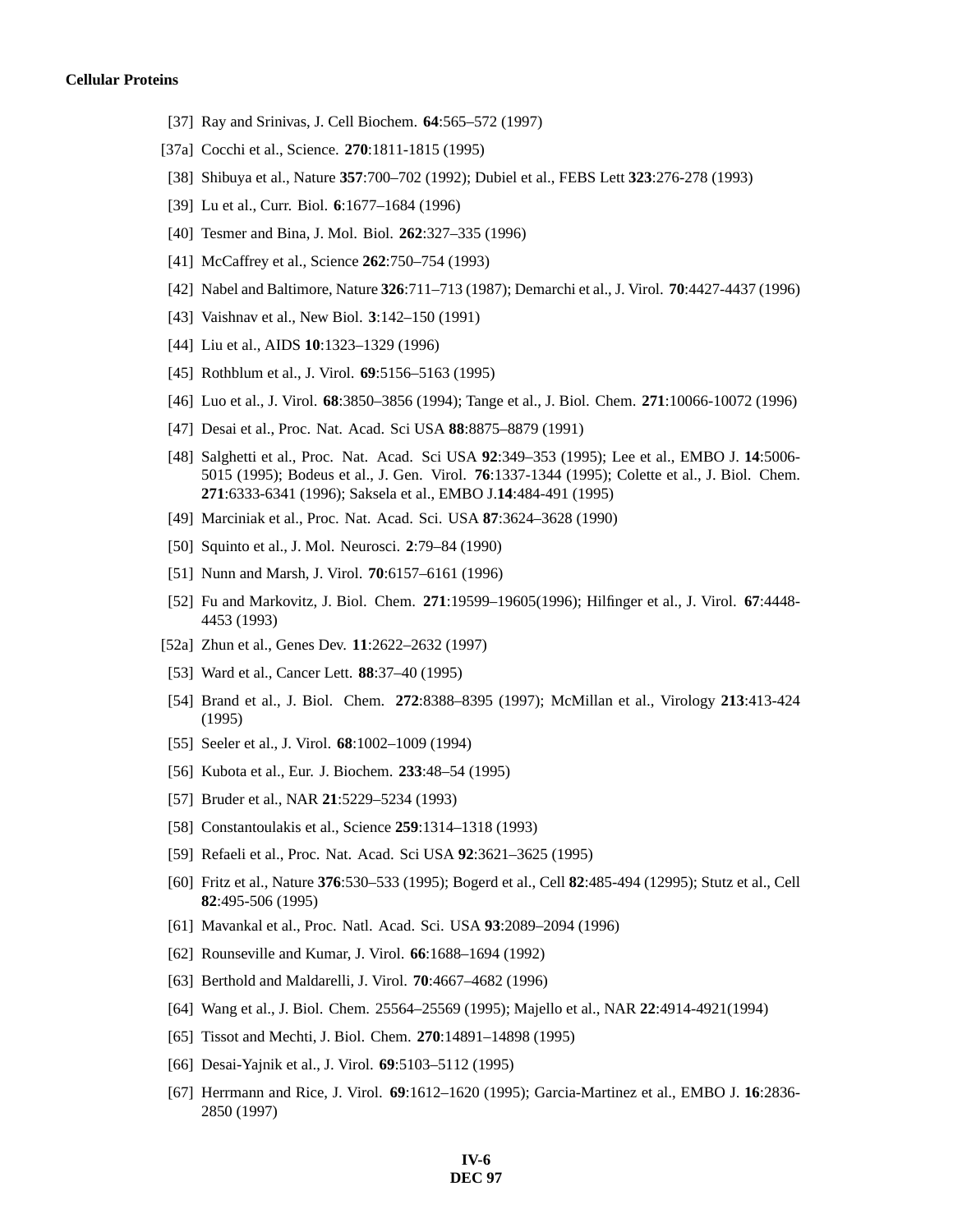**Cellular Proteins**

[37] Ray and Srinivas, J. Cell Biochem. **64**:565–572 (1997)

[37a] Cocchi et al., Science. **270**:1811-1815 (1995)

[38] Shibuya et al., Nature **357**:700–702 (1992); Dubiel et al., FEBS Lett **323**:276-278 (1993)

[39] Lu et al., Curr. Biol. **6**:1677–1684 (1996)

[40] Tesmer and Bina, J. Mol. Biol. **262**:327–335 (1996)

[41] McCaffrey et al., Science **262**:750–754 (1993)

[42] Nabel and Baltimore, Nature **326**:711–713 (1987); Demarchi et al., J. Virol. **70**:4427-4437 (1996)

[43] Vaishnav et al., New Biol. **3**:142–150 (1991)

[44] Liu et al., AIDS **10**:1323–1329 (1996)

[45] Rothblum et al., J. Virol. **69**:5156–5163 (1995)

[46] Luo et al., J. Virol. **68**:3850–3856 (1994); Tange et al., J. Biol. Chem. **271**:10066-10072 (1996)

[47] Desai et al., Proc. Nat. Acad. Sci USA **88**:8875–8879 (1991)

[48] Salghetti et al., Proc. Nat. Acad. Sci USA **92**:349–353 (1995); Lee et al., EMBO J. **14**:5006-5015 (1995); Bodeus et al., J. Gen. Virol. **76**:1337-1344 (1995); Colette et al., J. Biol. Chem. **271**:6333-6341 (1996); Saksela et al., EMBO J.**14**:484-491 (1995)

[49] Marciniak et al., Proc. Nat. Acad. Sci. USA **87**:3624–3628 (1990)

[50] Squinto et al., J. Mol. Neurosci. **2**:79–84 (1990)

[51] Nunn and Marsh, J. Virol. **70**:6157–6161 (1996)

[52] Fu and Markovitz, J. Biol. Chem. **271**:19599–19605(1996); Hilfinger et al., J. Virol. **67**:4448-4453 (1993)

[52a] Zhun et al., Genes Dev. **11**:2622–2632 (1997)

[53] Ward et al., Cancer Lett. **88**:37–40 (1995)

[54] Brand et al., J. Biol. Chem. **272**:8388–8395 (1997); McMillan et al., Virology **213**:413-424 (1995)

[55] Seeler et al., J. Virol. **68**:1002–1009 (1994)

[56] Kubota et al., Eur. J. Biochem. **233**:48–54 (1995)

[57] Bruder et al., NAR **21**:5229–5234 (1993)

[58] Constantoulakis et al., Science **259**:1314–1318 (1993)

[59] Refaeli et al., Proc. Nat. Acad. Sci USA **92**:3621–3625 (1995)

[60] Fritz et al., Nature **376**:530–533 (1995); Bogerd et al., Cell **82**:485-494 (12995); Stutz et al., Cell **82**:495-506 (1995)

[61] Mavankal et al., Proc. Natl. Acad. Sci. USA **93**:2089–2094 (1996)

[62] Rounseville and Kumar, J. Virol. **66**:1688–1694 (1992)

[63] Berthold and Maldarelli, J. Virol. **70**:4667–4682 (1996)

[64] Wang et al., J. Biol. Chem. 25564–25569 (1995); Majello et al., NAR **22**:4914-4921(1994)

[65] Tissot and Mechti, J. Biol. Chem. **270**:14891–14898 (1995)

[66] Desai-Yajnik et al., J. Virol. **69**:5103–5112 (1995)

[67] Herrmann and Rice, J. Virol. **69**:1612–1620 (1995); Garcia-Martinez et al., EMBO J. **16**:2836-2850 (1997)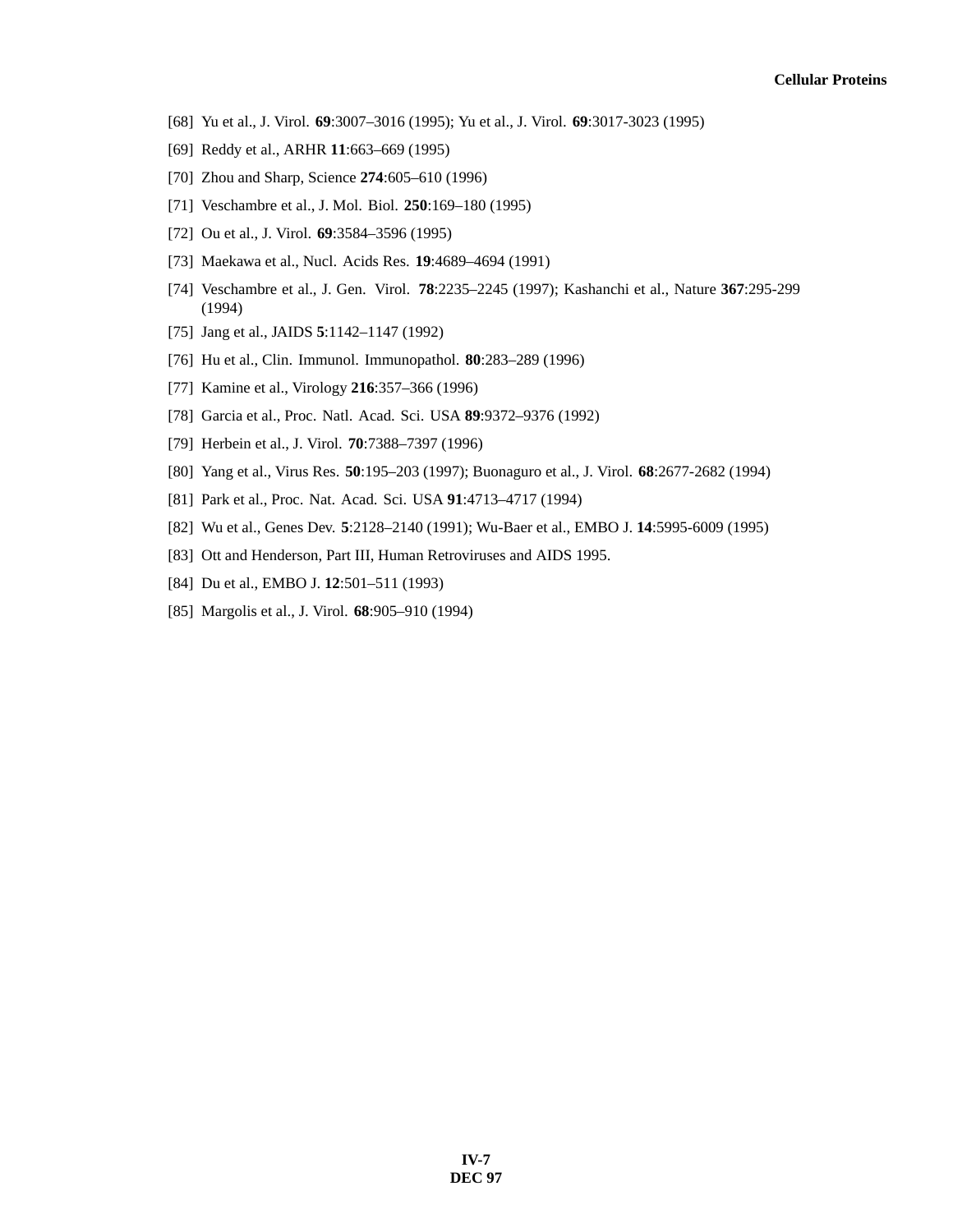[68] Yu et al., J. Virol. **69**:3007–3016 (1995); Yu et al., J. Virol. **69**:3017-3023 (1995)

[69] Reddy et al., ARHR **11**:663–669 (1995)

[70] Zhou and Sharp, Science **274**:605–610 (1996)

[71] Veschambre et al., J. Mol. Biol. **250**:169–180 (1995)

[72] Ou et al., J. Virol. **69**:3584–3596 (1995)

[73] Maekawa et al., Nucl. Acids Res. **19**:4689–4694 (1991)

[74] Veschambre et al., J. Gen. Virol. **78**:2235–2245 (1997); Kashanchi et al., Nature **367**:295-299 (1994)

[75] Jang et al., JAIDS **5**:1142–1147 (1992)

[76] Hu et al., Clin. Immunol. Immunopathol. **80**:283–289 (1996)

[77] Kamine et al., Virology **216**:357–366 (1996)

[78] Garcia et al., Proc. Natl. Acad. Sci. USA **89**:9372–9376 (1992)

[79] Herbein et al., J. Virol. **70**:7388–7397 (1996)

[80] Yang et al., Virus Res. **50**:195–203 (1997); Buonaguro et al., J. Virol. **68**:2677-2682 (1994)

[81] Park et al., Proc. Nat. Acad. Sci. USA **91**:4713–4717 (1994)

[82] Wu et al., Genes Dev. **5**:2128–2140 (1991); Wu-Baer et al., EMBO J. **14**:5995-6009 (1995)

[83] Ott and Henderson, Part III, Human Retroviruses and AIDS 1995.

[84] Du et al., EMBO J. **12**:501–511 (1993)

[85] Margolis et al., J. Virol. **68**:905–910 (1994)